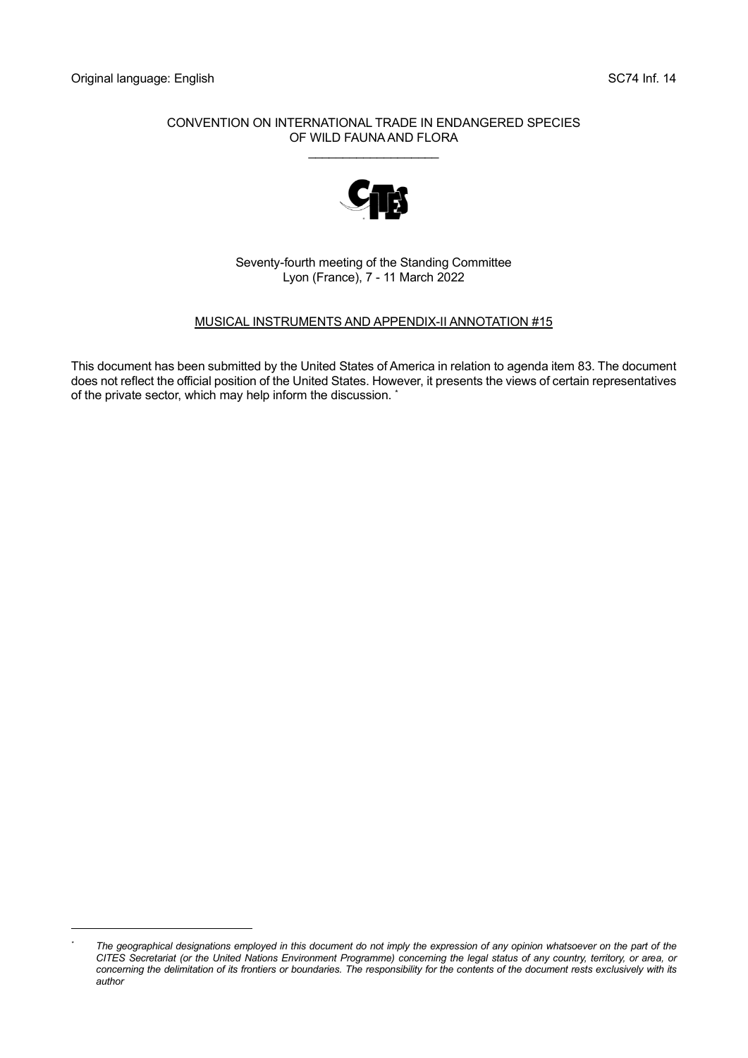Original language: English SC74 Inf. 14

CONVENTION ON INTERNATIONAL TRADE IN ENDANGERED SPECIES OF WILD FAUNA AND FLORA

\_\_\_\_\_\_\_\_\_\_\_\_\_\_\_\_\_\_\_\_

Seventy-fourth meeting of the Standing Committee
Lyon (France), 7 - 11 March 2022

MUSICAL INSTRUMENTS AND APPENDIX-II ANNOTATION #15

This document has been submitted by the United States of America in relation to agenda item 83. The document does not reflect the official position of the United States. However, it presents the views of certain representatives of the private sector, which may help inform the discussion. *

---

* *The geographical designations employed in this document do not imply the expression of any opinion whatsoever on the part of the CITES Secretariat (or the United Nations Environment Programme) concerning the legal status of any country, territory, or area, or concerning the delimitation of its frontiers or boundaries. The responsibility for the contents of the document rests exclusively with its author*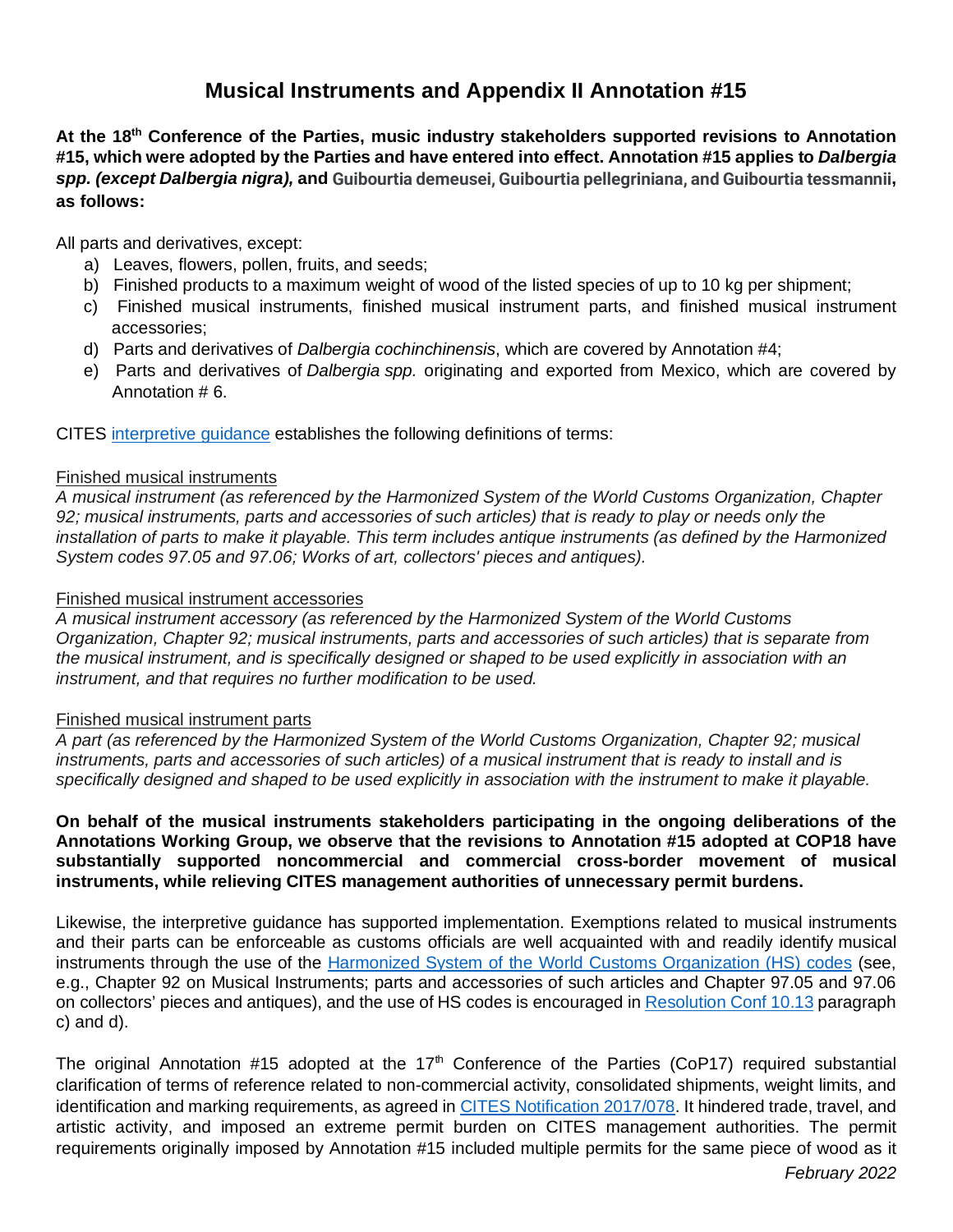# Musical Instruments and Appendix II Annotation #15

**At the 18th Conference of the Parties, music industry stakeholders supported revisions to Annotation #15, which were adopted by the Parties and have entered into effect. Annotation #15 applies to *Dalbergia spp. (except Dalbergia nigra),* and Guibourtia demeusei, Guibourtia pellegriniana, and Guibourtia tessmannii, as follows:**

All parts and derivatives, except:

a) Leaves, flowers, pollen, fruits, and seeds;
b) Finished products to a maximum weight of wood of the listed species of up to 10 kg per shipment;
c) Finished musical instruments, finished musical instrument parts, and finished musical instrument accessories;
d) Parts and derivatives of *Dalbergia cochinchinensis*, which are covered by Annotation #4;
e) Parts and derivatives of *Dalbergia spp.* originating and exported from Mexico, which are covered by Annotation # 6.

CITES interpretive guidance establishes the following definitions of terms:

Finished musical instruments
*A musical instrument (as referenced by the Harmonized System of the World Customs Organization, Chapter 92; musical instruments, parts and accessories of such articles) that is ready to play or needs only the installation of parts to make it playable. This term includes antique instruments (as defined by the Harmonized System codes 97.05 and 97.06; Works of art, collectors' pieces and antiques).*

Finished musical instrument accessories
*A musical instrument accessory (as referenced by the Harmonized System of the World Customs Organization, Chapter 92; musical instruments, parts and accessories of such articles) that is separate from the musical instrument, and is specifically designed or shaped to be used explicitly in association with an instrument, and that requires no further modification to be used.*

Finished musical instrument parts
*A part (as referenced by the Harmonized System of the World Customs Organization, Chapter 92; musical instruments, parts and accessories of such articles) of a musical instrument that is ready to install and is specifically designed and shaped to be used explicitly in association with the instrument to make it playable.*

**On behalf of the musical instruments stakeholders participating in the ongoing deliberations of the Annotations Working Group, we observe that the revisions to Annotation #15 adopted at COP18 have substantially supported noncommercial and commercial cross-border movement of musical instruments, while relieving CITES management authorities of unnecessary permit burdens.**

Likewise, the interpretive guidance has supported implementation. Exemptions related to musical instruments and their parts can be enforceable as customs officials are well acquainted with and readily identify musical instruments through the use of the Harmonized System of the World Customs Organization (HS) codes (see, e.g., Chapter 92 on Musical Instruments; parts and accessories of such articles and Chapter 97.05 and 97.06 on collectors' pieces and antiques), and the use of HS codes is encouraged in Resolution Conf 10.13 paragraph c) and d).

The original Annotation #15 adopted at the 17th Conference of the Parties (CoP17) required substantial clarification of terms of reference related to non-commercial activity, consolidated shipments, weight limits, and identification and marking requirements, as agreed in CITES Notification 2017/078. It hindered trade, travel, and artistic activity, and imposed an extreme permit burden on CITES management authorities. The permit requirements originally imposed by Annotation #15 included multiple permits for the same piece of wood as it

*February 2022*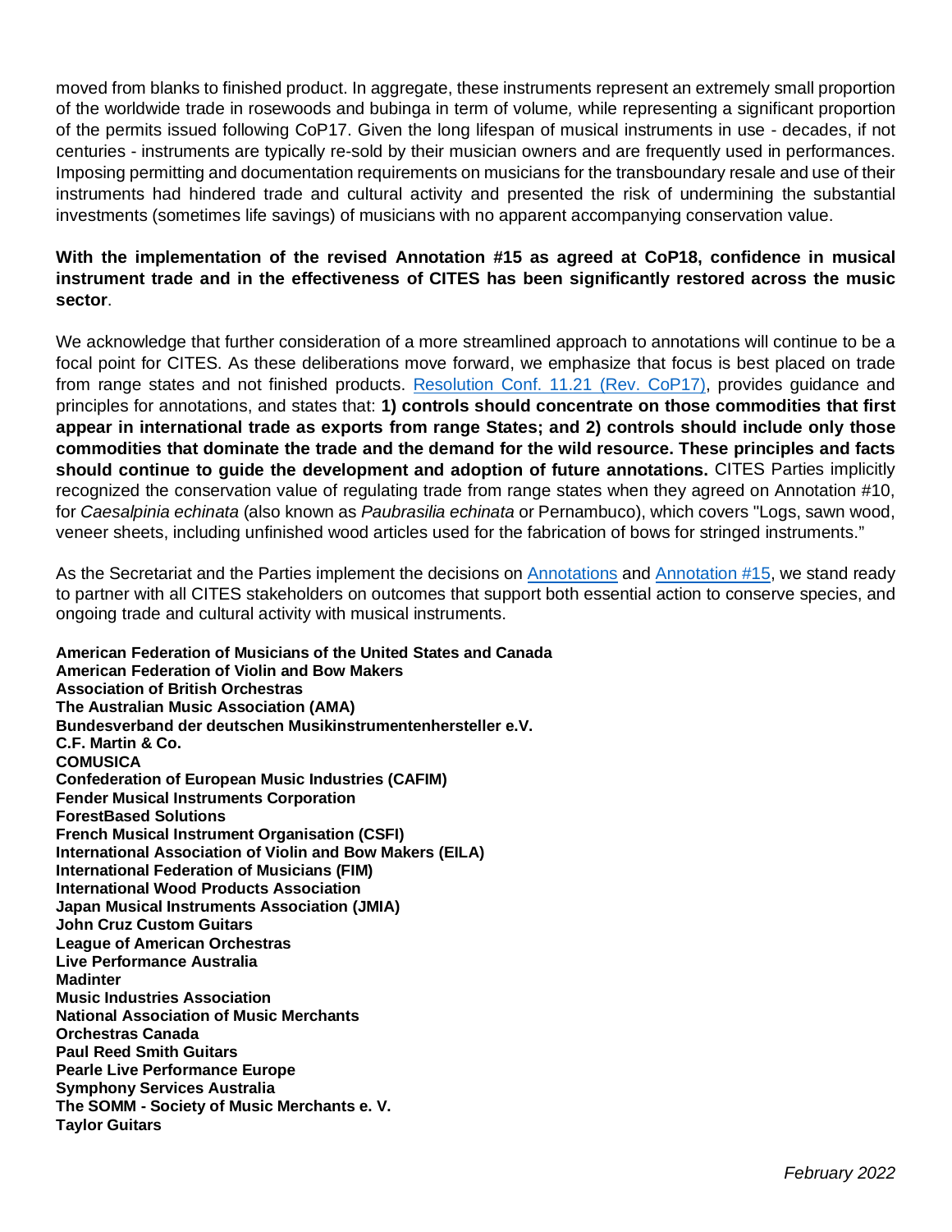moved from blanks to finished product. In aggregate, these instruments represent an extremely small proportion of the worldwide trade in rosewoods and bubinga in term of volume, while representing a significant proportion of the permits issued following CoP17. Given the long lifespan of musical instruments in use - decades, if not centuries - instruments are typically re-sold by their musician owners and are frequently used in performances. Imposing permitting and documentation requirements on musicians for the transboundary resale and use of their instruments had hindered trade and cultural activity and presented the risk of undermining the substantial investments (sometimes life savings) of musicians with no apparent accompanying conservation value.

**With the implementation of the revised Annotation #15 as agreed at CoP18, confidence in musical instrument trade and in the effectiveness of CITES has been significantly restored across the music sector**.

We acknowledge that further consideration of a more streamlined approach to annotations will continue to be a focal point for CITES. As these deliberations move forward, we emphasize that focus is best placed on trade from range states and not finished products. [Resolution Conf. 11.21 (Rev. CoP17)], provides guidance and principles for annotations, and states that: **1) controls should concentrate on those commodities that first appear in international trade as exports from range States; and 2) controls should include only those commodities that dominate the trade and the demand for the wild resource. These principles and facts should continue to guide the development and adoption of future annotations.** CITES Parties implicitly recognized the conservation value of regulating trade from range states when they agreed on Annotation #10, for *Caesalpinia echinata* (also known as *Paubrasilia echinata* or Pernambuco), which covers "Logs, sawn wood, veneer sheets, including unfinished wood articles used for the fabrication of bows for stringed instruments."

As the Secretariat and the Parties implement the decisions on [Annotations] and [Annotation #15], we stand ready to partner with all CITES stakeholders on outcomes that support both essential action to conserve species, and ongoing trade and cultural activity with musical instruments.

**American Federation of Musicians of the United States and Canada**
**American Federation of Violin and Bow Makers**
**Association of British Orchestras**
**The Australian Music Association (AMA)**
**Bundesverband der deutschen Musikinstrumentenhersteller e.V.**
**C.F. Martin & Co.**
**COMUSICA**
**Confederation of European Music Industries (CAFIM)**
**Fender Musical Instruments Corporation**
**ForestBased Solutions**
**French Musical Instrument Organisation (CSFI)**
**International Association of Violin and Bow Makers (EILA)**
**International Federation of Musicians (FIM)**
**International Wood Products Association**
**Japan Musical Instruments Association (JMIA)**
**John Cruz Custom Guitars**
**League of American Orchestras**
**Live Performance Australia**
**Madinter**
**Music Industries Association**
**National Association of Music Merchants**
**Orchestras Canada**
**Paul Reed Smith Guitars**
**Pearle Live Performance Europe**
**Symphony Services Australia**
**The SOMM - Society of Music Merchants e. V.**
**Taylor Guitars**

*February 2022*